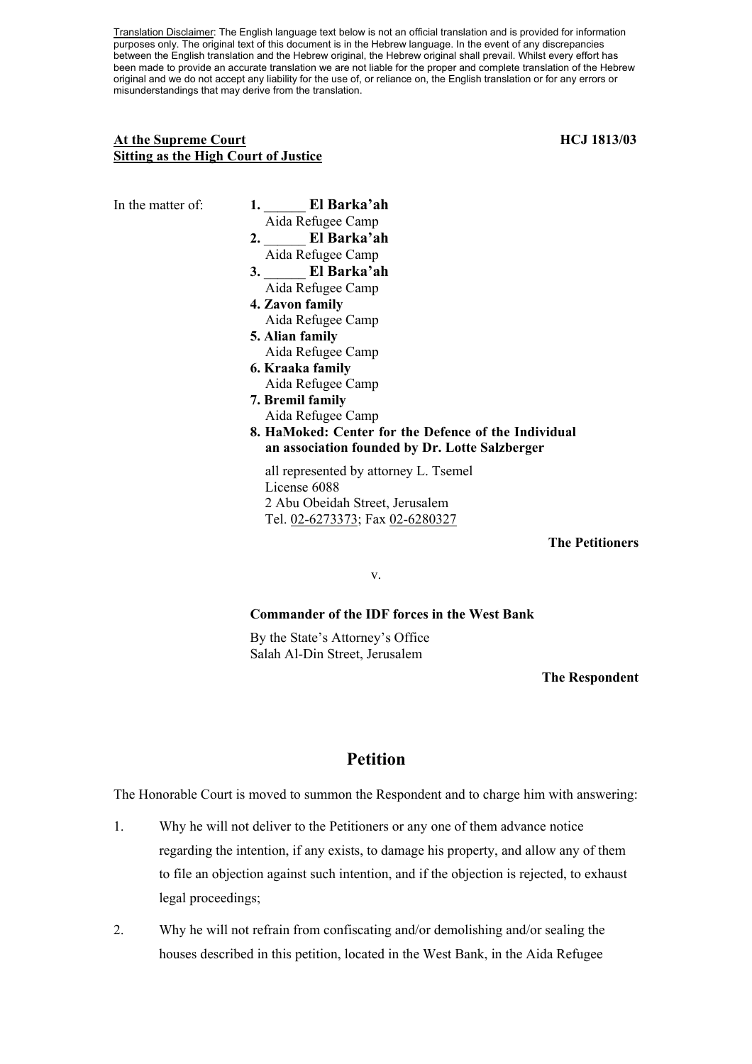Translation Disclaimer: The English language text below is not an official translation and is provided for information purposes only. The original text of this document is in the Hebrew language. In the event of any discrepancies between the English translation and the Hebrew original, the Hebrew original shall prevail. Whilst every effort has been made to provide an accurate translation we are not liable for the proper and complete translation of the Hebrew original and we do not accept any liability for the use of, or reliance on, the English translation or for any errors or misunderstandings that may derive from the translation.

**At the Supreme Court**
**Sitting as the High Court of Justice**

**HCJ 1813/03**

In the matter of:

1. **______ El Barka'ah**
   Aida Refugee Camp
2. **______ El Barka'ah**
   Aida Refugee Camp
3. **______ El Barka'ah**
   Aida Refugee Camp
4. **Zavon family**
   Aida Refugee Camp
5. **Alian family**
   Aida Refugee Camp
6. **Kraaka family**
   Aida Refugee Camp
7. **Bremil family**
   Aida Refugee Camp
8. **HaMoked: Center for the Defence of the Individual an association founded by Dr. Lotte Salzberger**

all represented by attorney L. Tsemel
License 6088
2 Abu Obeidah Street, Jerusalem
Tel. 02-6273373; Fax 02-6280327

**The Petitioners**

v.

**Commander of the IDF forces in the West Bank**

By the State's Attorney's Office
Salah Al-Din Street, Jerusalem

**The Respondent**

# Petition

The Honorable Court is moved to summon the Respondent and to charge him with answering:

1. Why he will not deliver to the Petitioners or any one of them advance notice regarding the intention, if any exists, to damage his property, and allow any of them to file an objection against such intention, and if the objection is rejected, to exhaust legal proceedings;

2. Why he will not refrain from confiscating and/or demolishing and/or sealing the houses described in this petition, located in the West Bank, in the Aida Refugee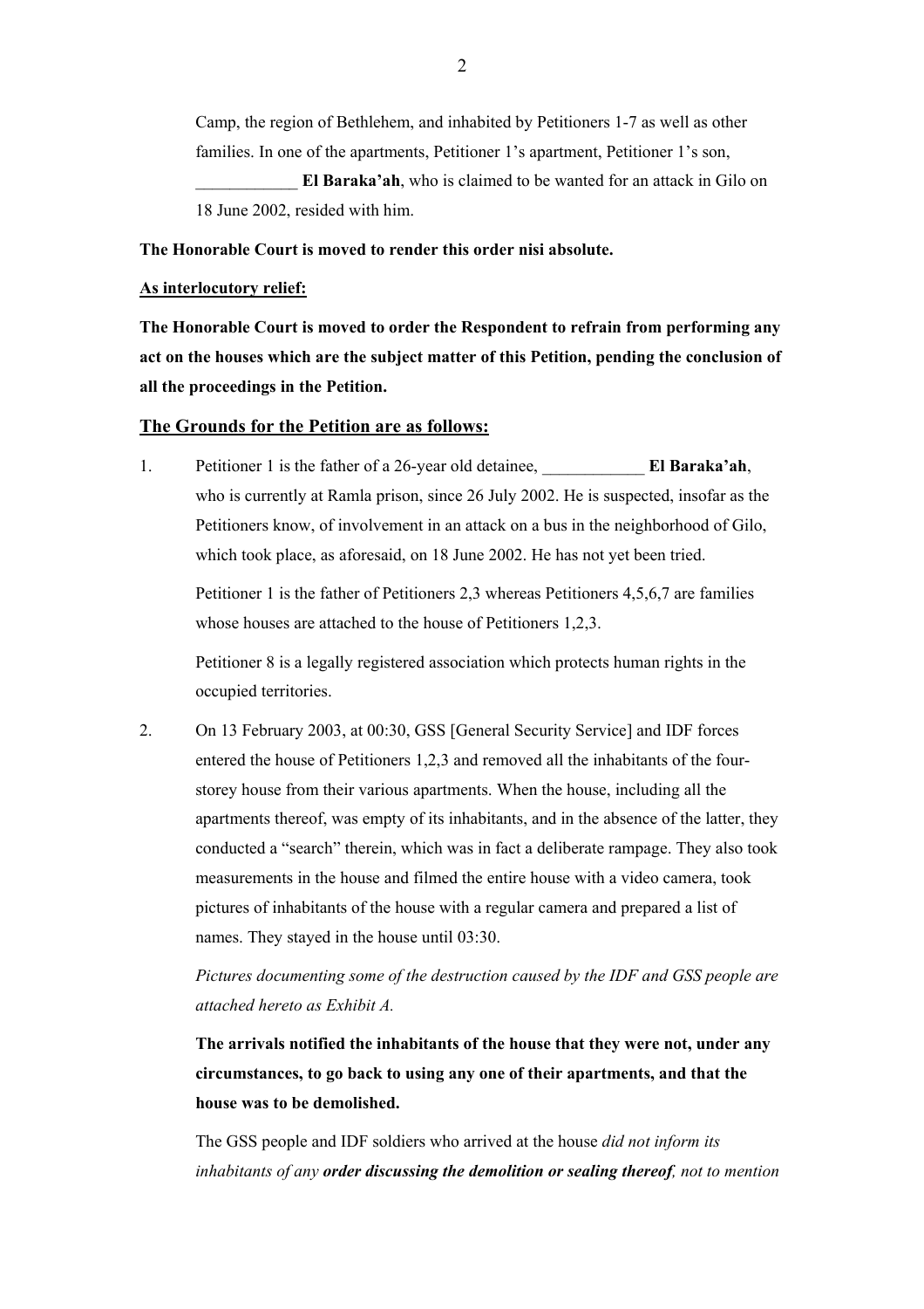Camp, the region of Bethlehem, and inhabited by Petitioners 1-7 as well as other families. In one of the apartments, Petitioner 1's apartment, Petitioner 1's son, ____________ **El Baraka'ah**, who is claimed to be wanted for an attack in Gilo on 18 June 2002, resided with him.

**The Honorable Court is moved to render this order nisi absolute.**

**As interlocutory relief:**

**The Honorable Court is moved to order the Respondent to refrain from performing any act on the houses which are the subject matter of this Petition, pending the conclusion of all the proceedings in the Petition.**

## The Grounds for the Petition are as follows:

1. Petitioner 1 is the father of a 26-year old detainee, ____________ **El Baraka'ah**, who is currently at Ramla prison, since 26 July 2002. He is suspected, insofar as the Petitioners know, of involvement in an attack on a bus in the neighborhood of Gilo, which took place, as aforesaid, on 18 June 2002. He has not yet been tried.

   Petitioner 1 is the father of Petitioners 2,3 whereas Petitioners 4,5,6,7 are families whose houses are attached to the house of Petitioners 1,2,3.

   Petitioner 8 is a legally registered association which protects human rights in the occupied territories.

2. On 13 February 2003, at 00:30, GSS [General Security Service] and IDF forces entered the house of Petitioners 1,2,3 and removed all the inhabitants of the four-storey house from their various apartments. When the house, including all the apartments thereof, was empty of its inhabitants, and in the absence of the latter, they conducted a "search" therein, which was in fact a deliberate rampage. They also took measurements in the house and filmed the entire house with a video camera, took pictures of inhabitants of the house with a regular camera and prepared a list of names. They stayed in the house until 03:30.

   *Pictures documenting some of the destruction caused by the IDF and GSS people are attached hereto as Exhibit A.*

   **The arrivals notified the inhabitants of the house that they were not, under any circumstances, to go back to using any one of their apartments, and that the house was to be demolished.**

   The GSS people and IDF soldiers who arrived at the house *did not inform its inhabitants of any* ***order discussing the demolition or sealing thereof****, not to mention*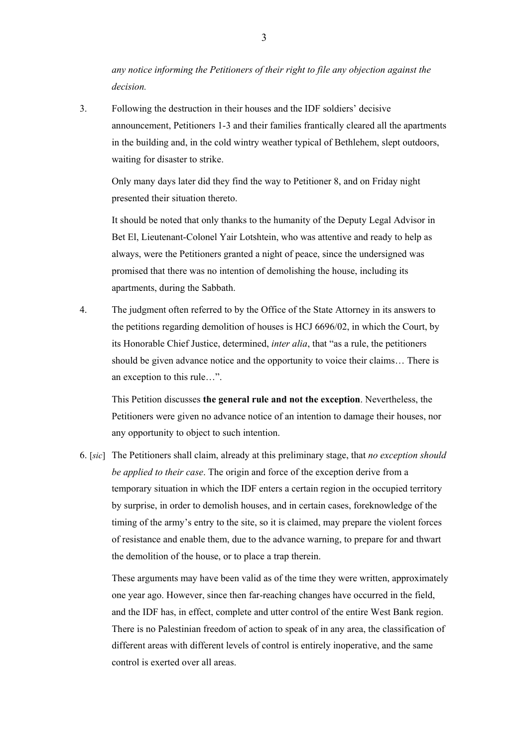*any notice informing the Petitioners of their right to file any objection against the decision.*

3. Following the destruction in their houses and the IDF soldiers' decisive announcement, Petitioners 1-3 and their families frantically cleared all the apartments in the building and, in the cold wintry weather typical of Bethlehem, slept outdoors, waiting for disaster to strike.

   Only many days later did they find the way to Petitioner 8, and on Friday night presented their situation thereto.

   It should be noted that only thanks to the humanity of the Deputy Legal Advisor in Bet El, Lieutenant-Colonel Yair Lotshtein, who was attentive and ready to help as always, were the Petitioners granted a night of peace, since the undersigned was promised that there was no intention of demolishing the house, including its apartments, during the Sabbath.

4. The judgment often referred to by the Office of the State Attorney in its answers to the petitions regarding demolition of houses is HCJ 6696/02, in which the Court, by its Honorable Chief Justice, determined, *inter alia*, that "as a rule, the petitioners should be given advance notice and the opportunity to voice their claims… There is an exception to this rule…".

   This Petition discusses **the general rule and not the exception**. Nevertheless, the Petitioners were given no advance notice of an intention to damage their houses, nor any opportunity to object to such intention.

6. [*sic*] The Petitioners shall claim, already at this preliminary stage, that *no exception should be applied to their case*. The origin and force of the exception derive from a temporary situation in which the IDF enters a certain region in the occupied territory by surprise, in order to demolish houses, and in certain cases, foreknowledge of the timing of the army's entry to the site, so it is claimed, may prepare the violent forces of resistance and enable them, due to the advance warning, to prepare for and thwart the demolition of the house, or to place a trap therein.

   These arguments may have been valid as of the time they were written, approximately one year ago. However, since then far-reaching changes have occurred in the field, and the IDF has, in effect, complete and utter control of the entire West Bank region. There is no Palestinian freedom of action to speak of in any area, the classification of different areas with different levels of control is entirely inoperative, and the same control is exerted over all areas.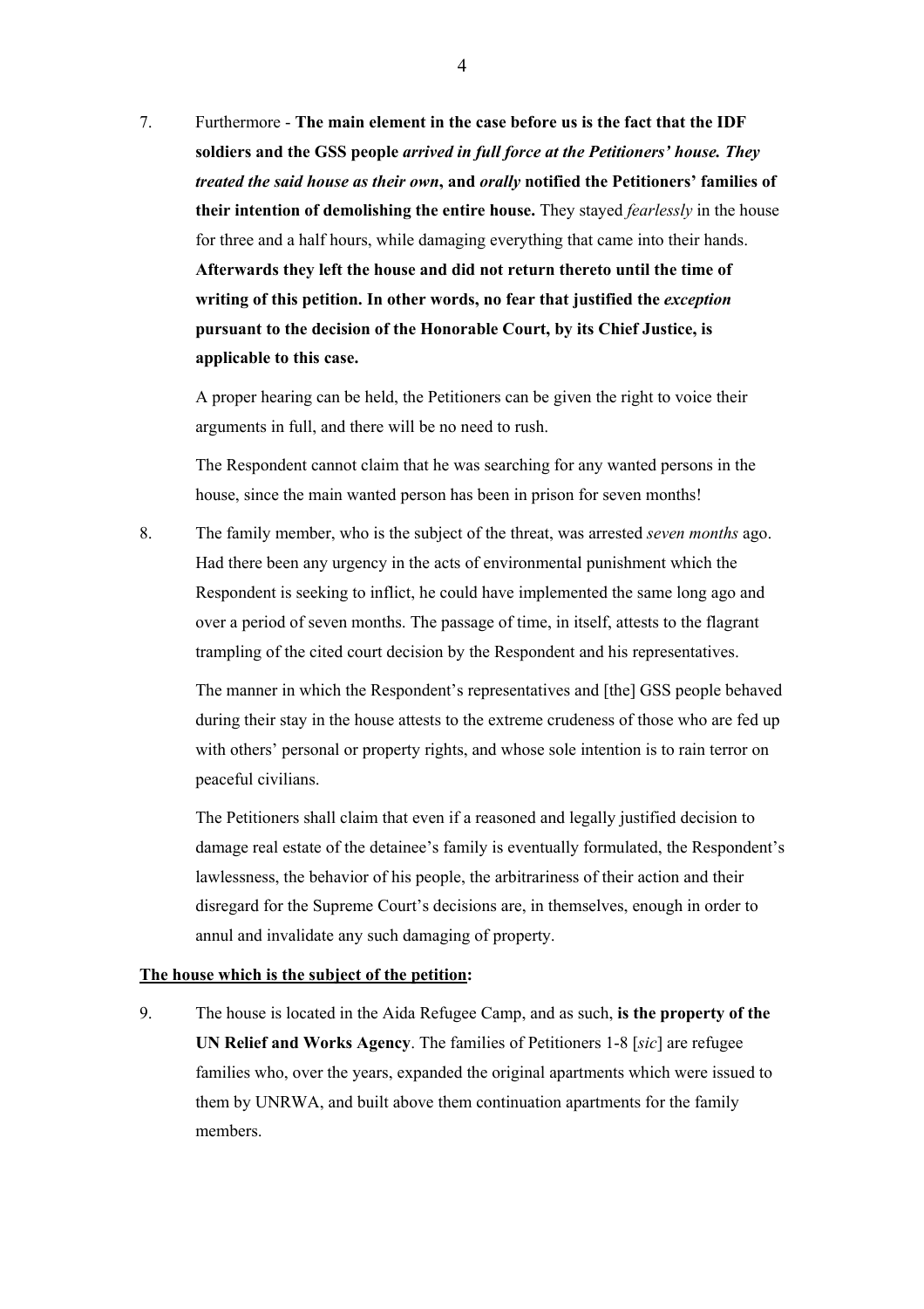7. Furthermore - **The main element in the case before us is the fact that the IDF soldiers and the GSS people *arrived in full force at the Petitioners' house. They treated the said house as their own*, and *orally* notified the Petitioners' families of their intention of demolishing the entire house.** They stayed *fearlessly* in the house for three and a half hours, while damaging everything that came into their hands. **Afterwards they left the house and did not return thereto until the time of writing of this petition. In other words, no fear that justified the *exception* pursuant to the decision of the Honorable Court, by its Chief Justice, is applicable to this case.**

   A proper hearing can be held, the Petitioners can be given the right to voice their arguments in full, and there will be no need to rush.

   The Respondent cannot claim that he was searching for any wanted persons in the house, since the main wanted person has been in prison for seven months!

8. The family member, who is the subject of the threat, was arrested *seven months* ago. Had there been any urgency in the acts of environmental punishment which the Respondent is seeking to inflict, he could have implemented the same long ago and over a period of seven months. The passage of time, in itself, attests to the flagrant trampling of the cited court decision by the Respondent and his representatives.

   The manner in which the Respondent's representatives and [the] GSS people behaved during their stay in the house attests to the extreme crudeness of those who are fed up with others' personal or property rights, and whose sole intention is to rain terror on peaceful civilians.

   The Petitioners shall claim that even if a reasoned and legally justified decision to damage real estate of the detainee's family is eventually formulated, the Respondent's lawlessness, the behavior of his people, the arbitrariness of their action and their disregard for the Supreme Court's decisions are, in themselves, enough in order to annul and invalidate any such damaging of property.

**The house which is the subject of the petition:**

9. The house is located in the Aida Refugee Camp, and as such, **is the property of the UN Relief and Works Agency**. The families of Petitioners 1-8 [*sic*] are refugee families who, over the years, expanded the original apartments which were issued to them by UNRWA, and built above them continuation apartments for the family members.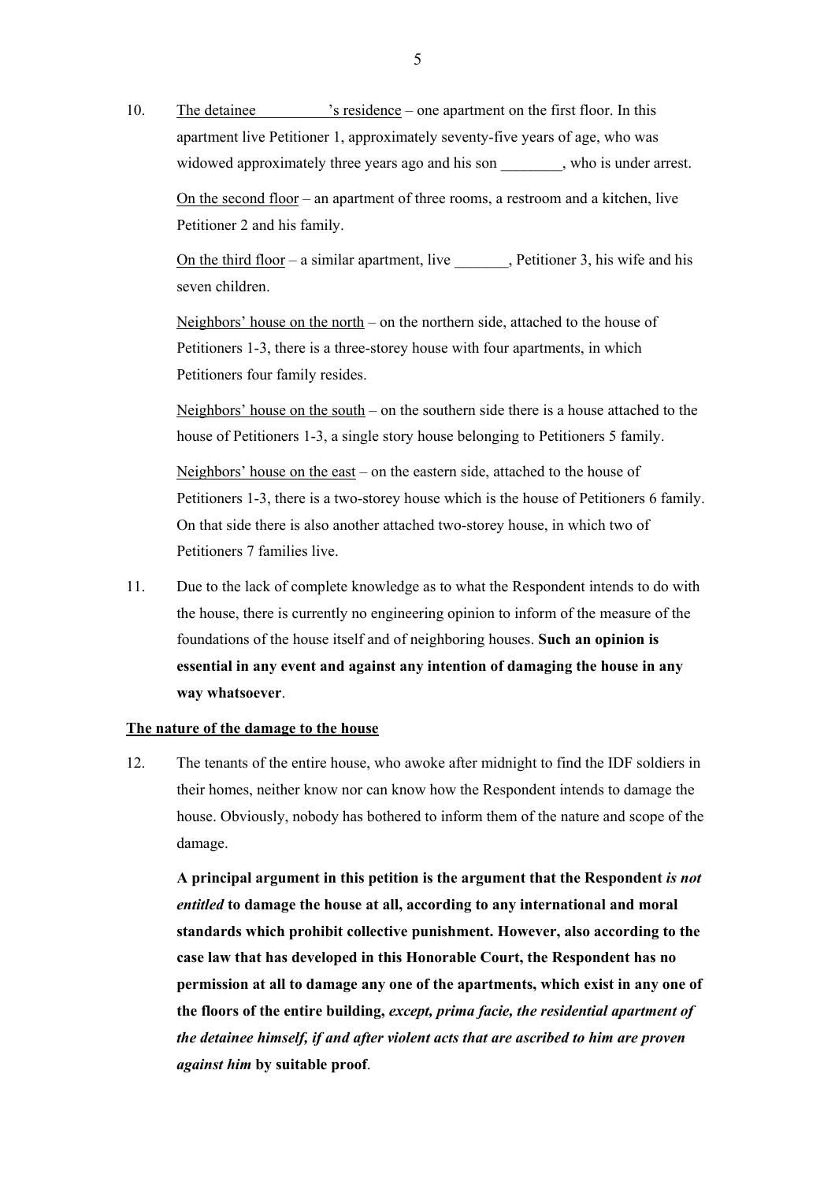10. The detainee _________'s residence – one apartment on the first floor. In this apartment live Petitioner 1, approximately seventy-five years of age, who was widowed approximately three years ago and his son ________, who is under arrest.

    On the second floor – an apartment of three rooms, a restroom and a kitchen, live Petitioner 2 and his family.

    On the third floor – a similar apartment, live _______, Petitioner 3, his wife and his seven children.

    Neighbors' house on the north – on the northern side, attached to the house of Petitioners 1-3, there is a three-storey house with four apartments, in which Petitioners four family resides.

    Neighbors' house on the south – on the southern side there is a house attached to the house of Petitioners 1-3, a single story house belonging to Petitioners 5 family.

    Neighbors' house on the east – on the eastern side, attached to the house of Petitioners 1-3, there is a two-storey house which is the house of Petitioners 6 family. On that side there is also another attached two-storey house, in which two of Petitioners 7 families live.

11. Due to the lack of complete knowledge as to what the Respondent intends to do with the house, there is currently no engineering opinion to inform of the measure of the foundations of the house itself and of neighboring houses. **Such an opinion is essential in any event and against any intention of damaging the house in any way whatsoever**.

**The nature of the damage to the house**

12. The tenants of the entire house, who awoke after midnight to find the IDF soldiers in their homes, neither know nor can know how the Respondent intends to damage the house. Obviously, nobody has bothered to inform them of the nature and scope of the damage.

    **A principal argument in this petition is the argument that the Respondent *is not entitled* to damage the house at all, according to any international and moral standards which prohibit collective punishment. However, also according to the case law that has developed in this Honorable Court, the Respondent has no permission at all to damage any one of the apartments, which exist in any one of the floors of the entire building, *except, prima facie, the residential apartment of the detainee himself, if and after violent acts that are ascribed to him are proven against him* by suitable proof**.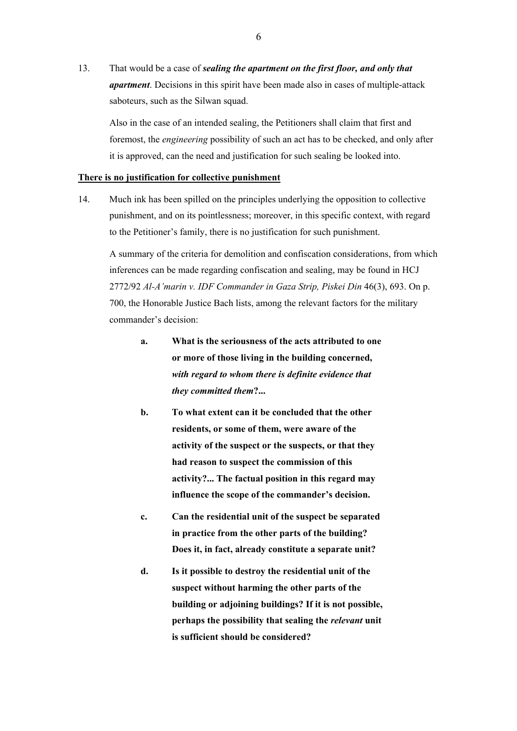13. That would be a case of ***sealing the apartment on the first floor, and only that apartment***. Decisions in this spirit have been made also in cases of multiple-attack saboteurs, such as the Silwan squad.

    Also in the case of an intended sealing, the Petitioners shall claim that first and foremost, the *engineering* possibility of such an act has to be checked, and only after it is approved, can the need and justification for such sealing be looked into.

**<u>There is no justification for collective punishment</u>**

14. Much ink has been spilled on the principles underlying the opposition to collective punishment, and on its pointlessness; moreover, in this specific context, with regard to the Petitioner's family, there is no justification for such punishment.

    A summary of the criteria for demolition and confiscation considerations, from which inferences can be made regarding confiscation and sealing, may be found in HCJ 2772/92 *Al-A'marin v. IDF Commander in Gaza Strip, Piskei Din* 46(3), 693. On p. 700, the Honorable Justice Bach lists, among the relevant factors for the military commander's decision:

    **a.** **What is the seriousness of the acts attributed to one or more of those living in the building concerned, *with regard to whom there is definite evidence that they committed them*?...**

    **b.** **To what extent can it be concluded that the other residents, or some of them, were aware of the activity of the suspect or the suspects, or that they had reason to suspect the commission of this activity?... The factual position in this regard may influence the scope of the commander's decision.**

    **c.** **Can the residential unit of the suspect be separated in practice from the other parts of the building? Does it, in fact, already constitute a separate unit?**

    **d.** **Is it possible to destroy the residential unit of the suspect without harming the other parts of the building or adjoining buildings? If it is not possible, perhaps the possibility that sealing the *relevant* unit is sufficient should be considered?**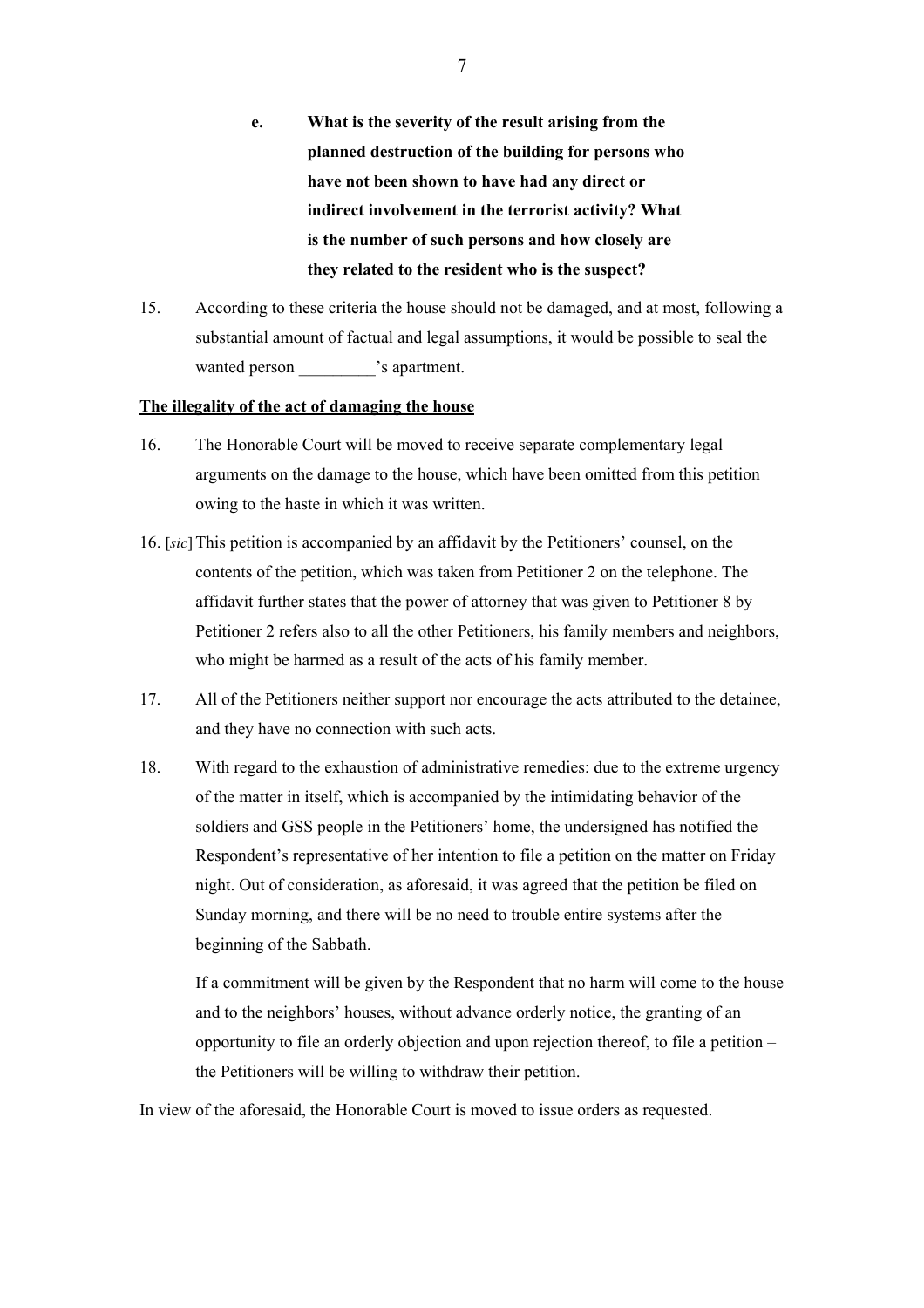**e. What is the severity of the result arising from the planned destruction of the building for persons who have not been shown to have had any direct or indirect involvement in the terrorist activity? What is the number of such persons and how closely are they related to the resident who is the suspect?**

15. According to these criteria the house should not be damaged, and at most, following a substantial amount of factual and legal assumptions, it would be possible to seal the wanted person _________'s apartment.

<u>**The illegality of the act of damaging the house**</u>

16. The Honorable Court will be moved to receive separate complementary legal arguments on the damage to the house, which have been omitted from this petition owing to the haste in which it was written.

16. [*sic*] This petition is accompanied by an affidavit by the Petitioners' counsel, on the contents of the petition, which was taken from Petitioner 2 on the telephone. The affidavit further states that the power of attorney that was given to Petitioner 8 by Petitioner 2 refers also to all the other Petitioners, his family members and neighbors, who might be harmed as a result of the acts of his family member.

17. All of the Petitioners neither support nor encourage the acts attributed to the detainee, and they have no connection with such acts.

18. With regard to the exhaustion of administrative remedies: due to the extreme urgency of the matter in itself, which is accompanied by the intimidating behavior of the soldiers and GSS people in the Petitioners' home, the undersigned has notified the Respondent's representative of her intention to file a petition on the matter on Friday night. Out of consideration, as aforesaid, it was agreed that the petition be filed on Sunday morning, and there will be no need to trouble entire systems after the beginning of the Sabbath.

    If a commitment will be given by the Respondent that no harm will come to the house and to the neighbors' houses, without advance orderly notice, the granting of an opportunity to file an orderly objection and upon rejection thereof, to file a petition – the Petitioners will be willing to withdraw their petition.

In view of the aforesaid, the Honorable Court is moved to issue orders as requested.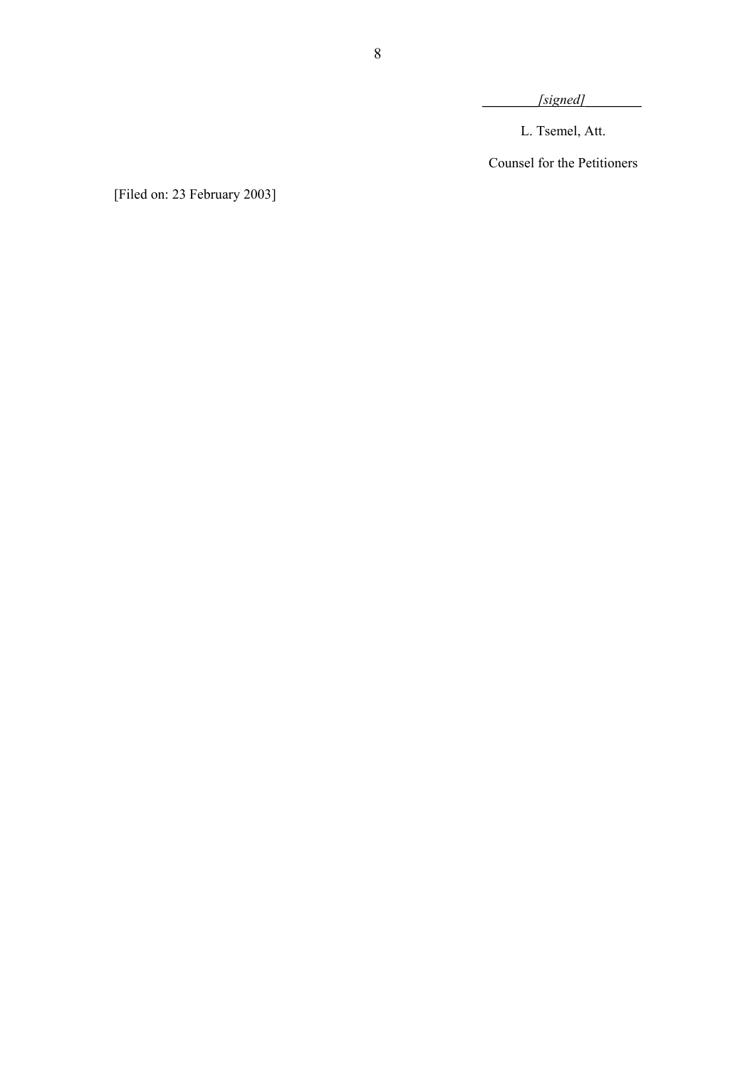*[signed]*

L. Tsemel, Att.

Counsel for the Petitioners

[Filed on: 23 February 2003]